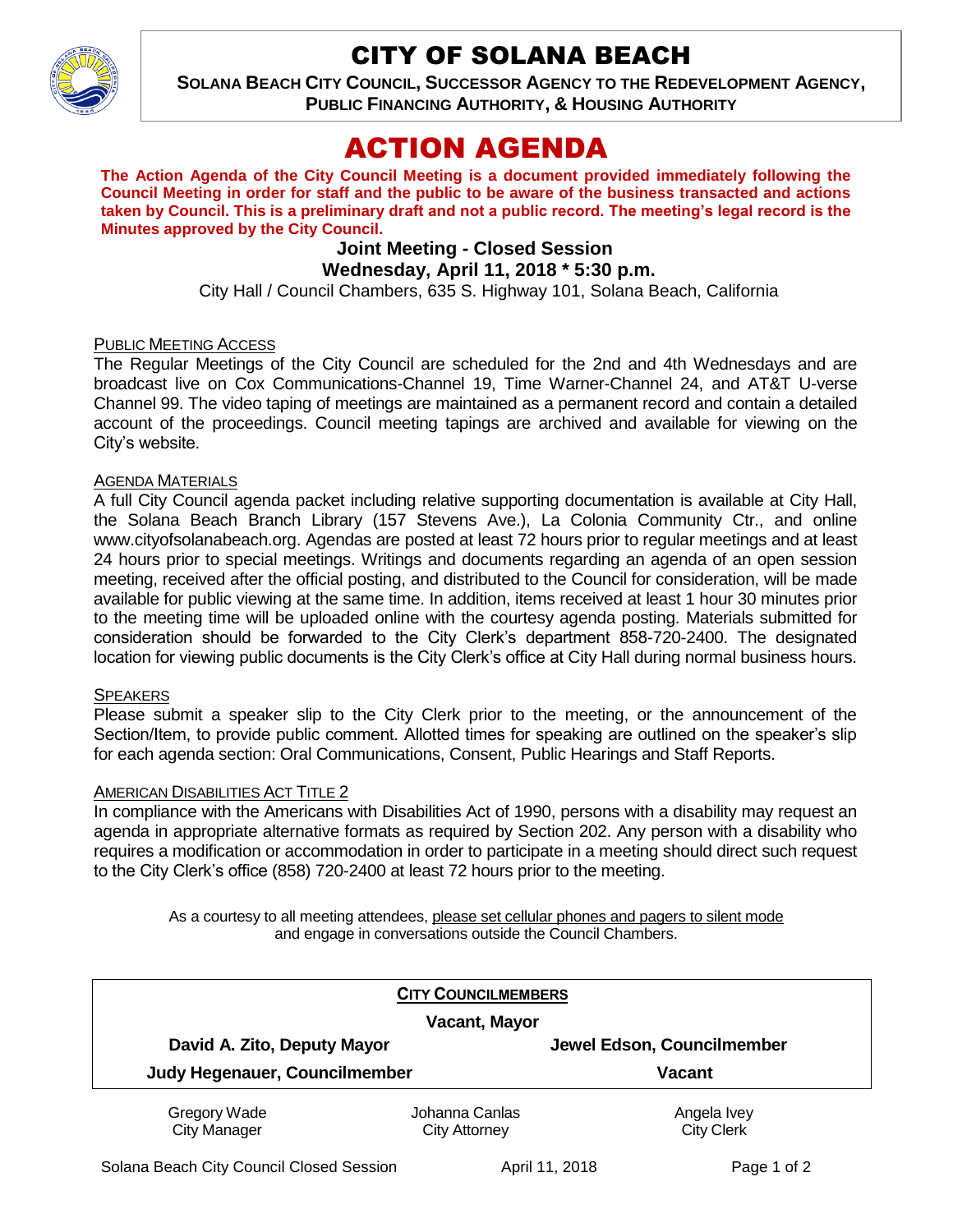# CITY OF SOLANA BEACH

**SOLANA BEACH CITY COUNCIL, SUCCESSOR AGENCY TO THE REDEVELOPMENT AGENCY, PUBLIC FINANCING AUTHORITY, & HOUSING AUTHORITY**

# ACTION AGENDA

**The Action Agenda of the City Council Meeting is a document provided immediately following the Council Meeting in order for staff and the public to be aware of the business transacted and actions taken by Council. This is a preliminary draft and not a public record. The meeting's legal record is the Minutes approved by the City Council.**

### Joint Meeting - Closed Session
### Wednesday, April 11, 2018 * 5:30 p.m.

City Hall / Council Chambers, 635 S. Highway 101, Solana Beach, California

PUBLIC MEETING ACCESS

The Regular Meetings of the City Council are scheduled for the 2nd and 4th Wednesdays and are broadcast live on Cox Communications-Channel 19, Time Warner-Channel 24, and AT&T U-verse Channel 99. The video taping of meetings are maintained as a permanent record and contain a detailed account of the proceedings. Council meeting tapings are archived and available for viewing on the City's website.

AGENDA MATERIALS

A full City Council agenda packet including relative supporting documentation is available at City Hall, the Solana Beach Branch Library (157 Stevens Ave.), La Colonia Community Ctr., and online www.cityofsolanabeach.org. Agendas are posted at least 72 hours prior to regular meetings and at least 24 hours prior to special meetings. Writings and documents regarding an agenda of an open session meeting, received after the official posting, and distributed to the Council for consideration, will be made available for public viewing at the same time. In addition, items received at least 1 hour 30 minutes prior to the meeting time will be uploaded online with the courtesy agenda posting. Materials submitted for consideration should be forwarded to the City Clerk's department 858-720-2400. The designated location for viewing public documents is the City Clerk's office at City Hall during normal business hours.

SPEAKERS

Please submit a speaker slip to the City Clerk prior to the meeting, or the announcement of the Section/Item, to provide public comment. Allotted times for speaking are outlined on the speaker's slip for each agenda section: Oral Communications, Consent, Public Hearings and Staff Reports.

AMERICAN DISABILITIES ACT TITLE 2

In compliance with the Americans with Disabilities Act of 1990, persons with a disability may request an agenda in appropriate alternative formats as required by Section 202. Any person with a disability who requires a modification or accommodation in order to participate in a meeting should direct such request to the City Clerk's office (858) 720-2400 at least 72 hours prior to the meeting.

As a courtesy to all meeting attendees, please set cellular phones and pagers to silent mode and engage in conversations outside the Council Chambers.

**CITY COUNCILMEMBERS**

**Vacant, Mayor**

| | |
|---|---|
| **David A. Zito, Deputy Mayor** | **Jewel Edson, Councilmember** |
| **Judy Hegenauer, Councilmember** | **Vacant** |

| | | |
|---|---|---|
| Gregory Wade<br>City Manager | Johanna Canlas<br>City Attorney | Angela Ivey<br>City Clerk |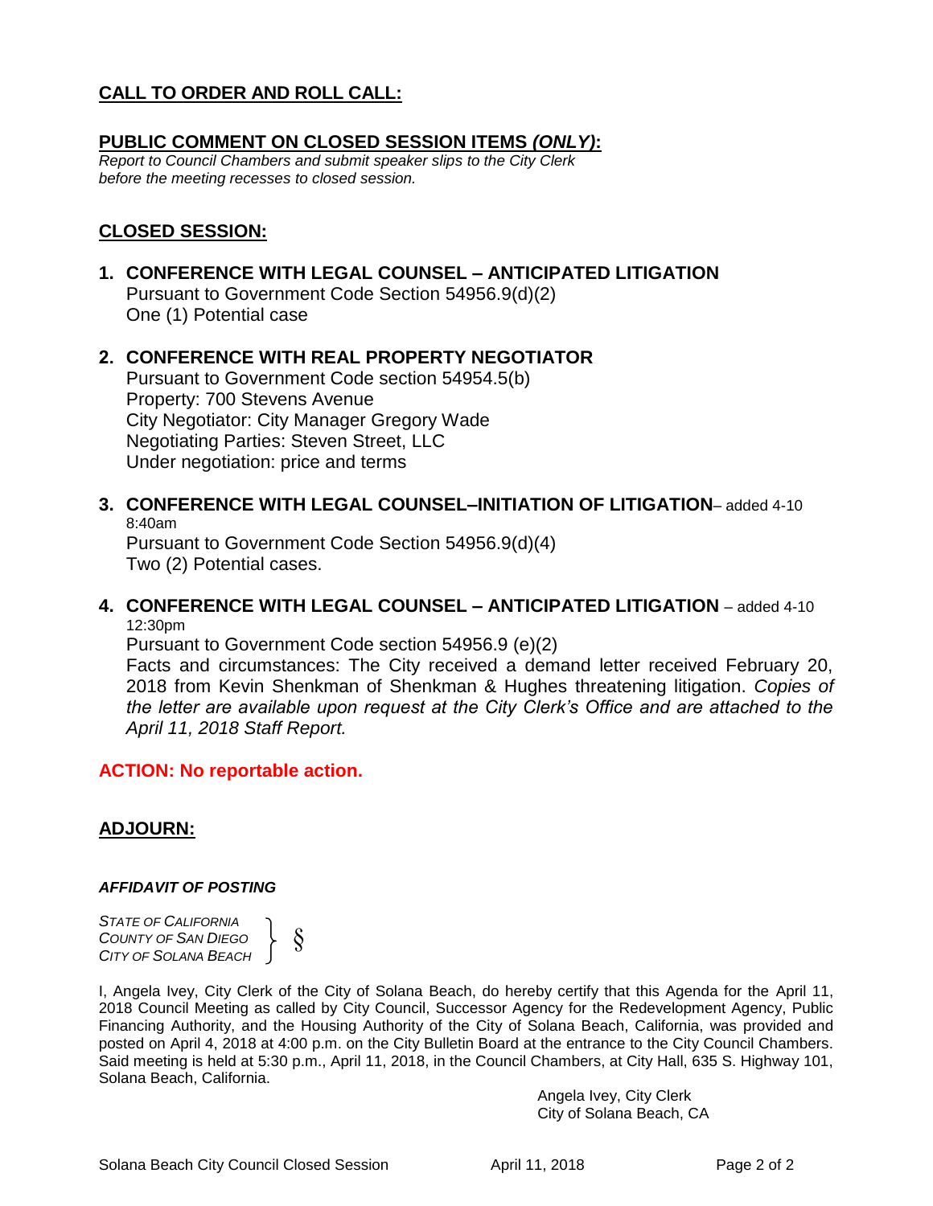## CALL TO ORDER AND ROLL CALL:

## PUBLIC COMMENT ON CLOSED SESSION ITEMS *(ONLY)*:

*Report to Council Chambers and submit speaker slips to the City Clerk before the meeting recesses to closed session.*

## CLOSED SESSION:

1. **CONFERENCE WITH LEGAL COUNSEL – ANTICIPATED LITIGATION**
   Pursuant to Government Code Section 54956.9(d)(2)
   One (1) Potential case

2. **CONFERENCE WITH REAL PROPERTY NEGOTIATOR**
   Pursuant to Government Code section 54954.5(b)
   Property: 700 Stevens Avenue
   City Negotiator: City Manager Gregory Wade
   Negotiating Parties: Steven Street, LLC
   Under negotiation: price and terms

3. **CONFERENCE WITH LEGAL COUNSEL–INITIATION OF LITIGATION**– added 4-10 8:40am
   Pursuant to Government Code Section 54956.9(d)(4)
   Two (2) Potential cases.

4. **CONFERENCE WITH LEGAL COUNSEL – ANTICIPATED LITIGATION** – added 4-10 12:30pm
   Pursuant to Government Code section 54956.9 (e)(2)
   Facts and circumstances: The City received a demand letter received February 20, 2018 from Kevin Shenkman of Shenkman & Hughes threatening litigation. *Copies of the letter are available upon request at the City Clerk's Office and are attached to the April 11, 2018 Staff Report.*

**ACTION: No reportable action.**

## ADJOURN:

***AFFIDAVIT OF POSTING***

*STATE OF CALIFORNIA*
*COUNTY OF SAN DIEGO* } §
*CITY OF SOLANA BEACH*

I, Angela Ivey, City Clerk of the City of Solana Beach, do hereby certify that this Agenda for the April 11, 2018 Council Meeting as called by City Council, Successor Agency for the Redevelopment Agency, Public Financing Authority, and the Housing Authority of the City of Solana Beach, California, was provided and posted on April 4, 2018 at 4:00 p.m. on the City Bulletin Board at the entrance to the City Council Chambers. Said meeting is held at 5:30 p.m., April 11, 2018, in the Council Chambers, at City Hall, 635 S. Highway 101, Solana Beach, California.

Angela Ivey, City Clerk
City of Solana Beach, CA